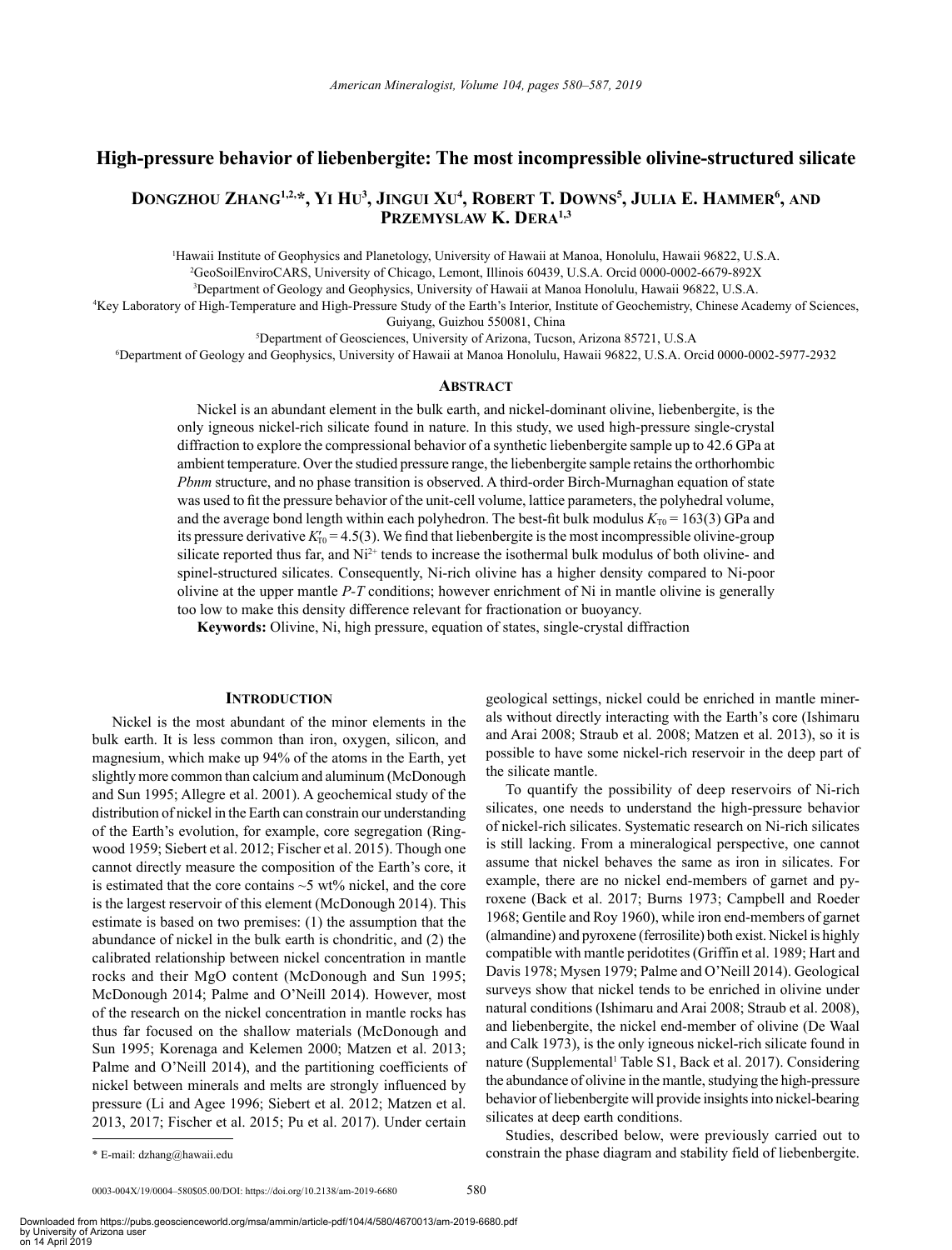# High-pressure behavior of liebenbergite: The most incompressible olivine-structured silicate

**Dongzhou Zhang**[1,2,*], **Yi Hu**[3], **Jingui Xu**[4], **Robert T. Downs**[5], **Julia E. Hammer**[6], **and Przemyslaw K. Dera**[1,3]

[1]Hawaii Institute of Geophysics and Planetology, University of Hawaii at Manoa, Honolulu, Hawaii 96822, U.S.A.

[2]GeoSoilEnviroCARS, University of Chicago, Lemont, Illinois 60439, U.S.A. Orcid 0000-0002-6679-892X

[3]Department of Geology and Geophysics, University of Hawaii at Manoa Honolulu, Hawaii 96822, U.S.A.

[4]Key Laboratory of High-Temperature and High-Pressure Study of the Earth's Interior, Institute of Geochemistry, Chinese Academy of Sciences, Guiyang, Guizhou 550081, China

[5]Department of Geosciences, University of Arizona, Tucson, Arizona 85721, U.S.A

[6]Department of Geology and Geophysics, University of Hawaii at Manoa Honolulu, Hawaii 96822, U.S.A. Orcid 0000-0002-5977-2932

## Abstract

Nickel is an abundant element in the bulk earth, and nickel-dominant olivine, liebenbergite, is the only igneous nickel-rich silicate found in nature. In this study, we used high-pressure single-crystal diffraction to explore the compressional behavior of a synthetic liebenbergite sample up to 42.6 GPa at ambient temperature. Over the studied pressure range, the liebenbergite sample retains the orthorhombic *Pbnm* structure, and no phase transition is observed. A third-order Birch-Murnaghan equation of state was used to fit the pressure behavior of the unit-cell volume, lattice parameters, the polyhedral volume, and the average bond length within each polyhedron. The best-fit bulk modulus $K_{T0}$ = 163(3) GPa and its pressure derivative $K'_{T0}$ = 4.5(3). We find that liebenbergite is the most incompressible olivine-group silicate reported thus far, and $Ni^{2+}$ tends to increase the isothermal bulk modulus of both olivine- and spinel-structured silicates. Consequently, Ni-rich olivine has a higher density compared to Ni-poor olivine at the upper mantle *P-T* conditions; however enrichment of Ni in mantle olivine is generally too low to make this density difference relevant for fractionation or buoyancy.

**Keywords:** Olivine, Ni, high pressure, equation of states, single-crystal diffraction

## Introduction

Nickel is the most abundant of the minor elements in the bulk earth. It is less common than iron, oxygen, silicon, and magnesium, which make up 94% of the atoms in the Earth, yet slightly more common than calcium and aluminum (McDonough and Sun 1995; Allegre et al. 2001). A geochemical study of the distribution of nickel in the Earth can constrain our understanding of the Earth's evolution, for example, core segregation (Ringwood 1959; Siebert et al. 2012; Fischer et al. 2015). Though one cannot directly measure the composition of the Earth's core, it is estimated that the core contains ~5 wt% nickel, and the core is the largest reservoir of this element (McDonough 2014). This estimate is based on two premises: (1) the assumption that the abundance of nickel in the bulk earth is chondritic, and (2) the calibrated relationship between nickel concentration in mantle rocks and their MgO content (McDonough and Sun 1995; McDonough 2014; Palme and O'Neill 2014). However, most of the research on the nickel concentration in mantle rocks has thus far focused on the shallow materials (McDonough and Sun 1995; Korenaga and Kelemen 2000; Matzen et al. 2013; Palme and O'Neill 2014), and the partitioning coefficients of nickel between minerals and melts are strongly influenced by pressure (Li and Agee 1996; Siebert et al. 2012; Matzen et al. 2013, 2017; Fischer et al. 2015; Pu et al. 2017). Under certain geological settings, nickel could be enriched in mantle minerals without directly interacting with the Earth's core (Ishimaru and Arai 2008; Straub et al. 2008; Matzen et al. 2013), so it is possible to have some nickel-rich reservoir in the deep part of the silicate mantle.

To quantify the possibility of deep reservoirs of Ni-rich silicates, one needs to understand the high-pressure behavior of nickel-rich silicates. Systematic research on Ni-rich silicates is still lacking. From a mineralogical perspective, one cannot assume that nickel behaves the same as iron in silicates. For example, there are no nickel end-members of garnet and pyroxene (Back et al. 2017; Burns 1973; Campbell and Roeder 1968; Gentile and Roy 1960), while iron end-members of garnet (almandine) and pyroxene (ferrosilite) both exist. Nickel is highly compatible with mantle peridotites (Griffin et al. 1989; Hart and Davis 1978; Mysen 1979; Palme and O'Neill 2014). Geological surveys show that nickel tends to be enriched in olivine under natural conditions (Ishimaru and Arai 2008; Straub et al. 2008), and liebenbergite, the nickel end-member of olivine (De Waal and Calk 1973), is the only igneous nickel-rich silicate found in nature (Supplemental[1] Table S1, Back et al. 2017). Considering the abundance of olivine in the mantle, studying the high-pressure behavior of liebenbergite will provide insights into nickel-bearing silicates at deep earth conditions.

Studies, described below, were previously carried out to constrain the phase diagram and stability field of liebenbergite.

\* E-mail: dzhang@hawaii.edu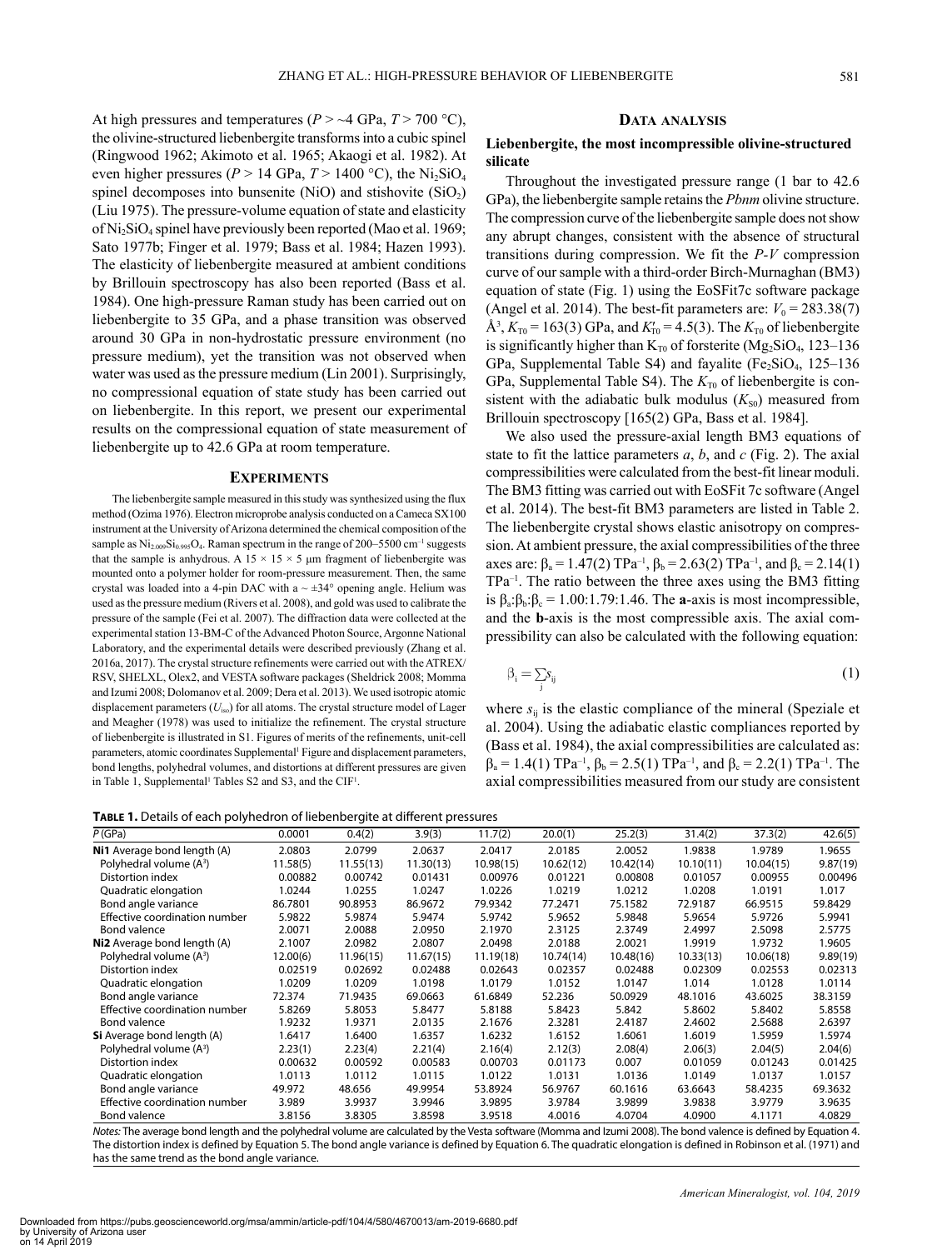At high pressures and temperatures ($P > \sim 4$ GPa, $T > 700$ °C), the olivine-structured liebenbergite transforms into a cubic spinel (Ringwood 1962; Akimoto et al. 1965; Akaogi et al. 1982). At even higher pressures ($P > 14$ GPa, $T > 1400$ °C), the $Ni_2SiO_4$ spinel decomposes into bunsenite (NiO) and stishovite ($SiO_2$) (Liu 1975). The pressure-volume equation of state and elasticity of $Ni_2SiO_4$ spinel have previously been reported (Mao et al. 1969; Sato 1977b; Finger et al. 1979; Bass et al. 1984; Hazen 1993). The elasticity of liebenbergite measured at ambient conditions by Brillouin spectroscopy has also been reported (Bass et al. 1984). One high-pressure Raman study has been carried out on liebenbergite to 35 GPa, and a phase transition was observed around 30 GPa in non-hydrostatic pressure environment (no pressure medium), yet the transition was not observed when water was used as the pressure medium (Lin 2001). Surprisingly, no compressional equation of state study has been carried out on liebenbergite. In this report, we present our experimental results on the compressional equation of state measurement of liebenbergite up to 42.6 GPa at room temperature.

## Experiments

The liebenbergite sample measured in this study was synthesized using the flux method (Ozima 1976). Electron microprobe analysis conducted on a Cameca SX100 instrument at the University of Arizona determined the chemical composition of the sample as $Ni_{2.009}Si_{0.995}O_4$. Raman spectrum in the range of 200–5500 cm$^{-1}$ suggests that the sample is anhydrous. A 15 × 15 × 5 μm fragment of liebenbergite was mounted onto a polymer holder for room-pressure measurement. Then, the same crystal was loaded into a 4-pin DAC with a ~ ±34° opening angle. Helium was used as the pressure medium (Rivers et al. 2008), and gold was used to calibrate the pressure of the sample (Fei et al. 2007). The diffraction data were collected at the experimental station 13-BM-C of the Advanced Photon Source, Argonne National Laboratory, and the experimental details were described previously (Zhang et al. 2016a, 2017). The crystal structure refinements were carried out with the ATREX/RSV, SHELXL, Olex2, and VESTA software packages (Sheldrick 2008; Momma and Izumi 2008; Dolomanov et al. 2009; Dera et al. 2013). We used isotropic atomic displacement parameters ($U_{iso}$) for all atoms. The crystal structure model of Lager and Meagher (1978) was used to initialize the refinement. The crystal structure of liebenbergite is illustrated in S1. Figures of merits of the refinements, unit-cell parameters, atomic coordinates Supplemental[1] Figure and displacement parameters, bond lengths, polyhedral volumes, and distortions at different pressures are given in Table 1, Supplemental[1] Tables S2 and S3, and the CIF[1].

## Data analysis

### Liebenbergite, the most incompressible olivine-structured silicate

Throughout the investigated pressure range (1 bar to 42.6 GPa), the liebenbergite sample retains the *Pbnm* olivine structure. The compression curve of the liebenbergite sample does not show any abrupt changes, consistent with the absence of structural transitions during compression. We fit the *P-V* compression curve of our sample with a third-order Birch-Murnaghan (BM3) equation of state (Fig. 1) using the EoSFit7c software package (Angel et al. 2014). The best-fit parameters are: $V_0 = 283.38(7)$ Å$^3$, $K_{T0} = 163(3)$ GPa, and $K'_{T0} = 4.5(3)$. The $K_{T0}$ of liebenbergite is significantly higher than $K_{T0}$ of forsterite ($Mg_2SiO_4$, 123–136 GPa, Supplemental Table S4) and fayalite ($Fe_2SiO_4$, 125–136 GPa, Supplemental Table S4). The $K_{T0}$ of liebenbergite is consistent with the adiabatic bulk modulus ($K_{S0}$) measured from Brillouin spectroscopy [165(2) GPa, Bass et al. 1984].

We also used the pressure-axial length BM3 equations of state to fit the lattice parameters *a*, *b*, and *c* (Fig. 2). The axial compressibilities were calculated from the best-fit linear moduli. The BM3 fitting was carried out with EoSFit 7c software (Angel et al. 2014). The best-fit BM3 parameters are listed in Table 2. The liebenbergite crystal shows elastic anisotropy on compression. At ambient pressure, the axial compressibilities of the three axes are: $\beta_a = 1.47(2)$ TPa$^{-1}$, $\beta_b = 2.63(2)$ TPa$^{-1}$, and $\beta_c = 2.14(1)$ TPa$^{-1}$. The ratio between the three axes using the BM3 fitting is $\beta_a{:}\beta_b{:}\beta_c = 1.00{:}1.79{:}1.46$. The **a**-axis is most incompressible, and the **b**-axis is the most compressible axis. The axial compressibility can also be calculated with the following equation:

$$\beta_i = \sum_j s_{ij} \tag{1}$$

where $s_{ij}$ is the elastic compliance of the mineral (Speziale et al. 2004). Using the adiabatic elastic compliances reported by (Bass et al. 1984), the axial compressibilities are calculated as: $\beta_a = 1.4(1)$ TPa$^{-1}$, $\beta_b = 2.5(1)$ TPa$^{-1}$, and $\beta_c = 2.2(1)$ TPa$^{-1}$. The axial compressibilities measured from our study are consistent

**Table 1.** Details of each polyhedron of liebenbergite at different pressures

| *P* (GPa) | 0.0001 | 0.4(2) | 3.9(3) | 11.7(2) | 20.0(1) | 25.2(3) | 31.4(2) | 37.3(2) | 42.6(5) |
|---|---|---|---|---|---|---|---|---|---|
| **Ni1** Average bond length (A) | 2.0803 | 2.0799 | 2.0637 | 2.0417 | 2.0185 | 2.0052 | 1.9838 | 1.9789 | 1.9655 |
| Polyhedral volume (A$^3$) | 11.58(5) | 11.55(13) | 11.30(13) | 10.98(15) | 10.62(12) | 10.42(14) | 10.10(11) | 10.04(15) | 9.87(19) |
| Distortion index | 0.00882 | 0.00742 | 0.01431 | 0.00976 | 0.01221 | 0.00808 | 0.01057 | 0.00955 | 0.00496 |
| Quadratic elongation | 1.0244 | 1.0255 | 1.0247 | 1.0226 | 1.0219 | 1.0212 | 1.0208 | 1.0191 | 1.017 |
| Bond angle variance | 86.7801 | 90.8953 | 86.9672 | 79.9342 | 77.2471 | 75.1582 | 72.9187 | 66.9515 | 59.8429 |
| Effective coordination number | 5.9822 | 5.9874 | 5.9474 | 5.9742 | 5.9652 | 5.9848 | 5.9654 | 5.9726 | 5.9941 |
| Bond valence | 2.0071 | 2.0088 | 2.0950 | 2.1970 | 2.3125 | 2.3749 | 2.4997 | 2.5098 | 2.5775 |
| **Ni2** Average bond length (A) | 2.1007 | 2.0982 | 2.0807 | 2.0498 | 2.0188 | 2.0021 | 1.9919 | 1.9732 | 1.9605 |
| Polyhedral volume (A$^3$) | 12.00(6) | 11.96(15) | 11.67(15) | 11.19(18) | 10.74(14) | 10.48(16) | 10.33(13) | 10.06(18) | 9.89(19) |
| Distortion index | 0.02519 | 0.02692 | 0.02488 | 0.02643 | 0.02357 | 0.02488 | 0.02309 | 0.02553 | 0.02313 |
| Quadratic elongation | 1.0209 | 1.0209 | 1.0198 | 1.0179 | 1.0152 | 1.0147 | 1.014 | 1.0128 | 1.0114 |
| Bond angle variance | 72.374 | 71.9435 | 69.0663 | 61.6849 | 52.236 | 50.0929 | 48.1016 | 43.6025 | 38.3159 |
| Effective coordination number | 5.8269 | 5.8053 | 5.8477 | 5.8188 | 5.8423 | 5.842 | 5.8602 | 5.8402 | 5.8558 |
| Bond valence | 1.9232 | 1.9371 | 2.0135 | 2.1676 | 2.3281 | 2.4187 | 2.4602 | 2.5688 | 2.6397 |
| **Si** Average bond length (A) | 1.6417 | 1.6400 | 1.6357 | 1.6232 | 1.6152 | 1.6061 | 1.6019 | 1.5959 | 1.5974 |
| Polyhedral volume (A$^3$) | 2.23(1) | 2.23(4) | 2.21(4) | 2.16(4) | 2.12(3) | 2.08(4) | 2.06(3) | 2.04(5) | 2.04(6) |
| Distortion index | 0.00632 | 0.00592 | 0.00583 | 0.00703 | 0.01173 | 0.007 | 0.01059 | 0.01243 | 0.01425 |
| Quadratic elongation | 1.0113 | 1.0112 | 1.0115 | 1.0122 | 1.0131 | 1.0136 | 1.0149 | 1.0137 | 1.0157 |
| Bond angle variance | 49.972 | 48.656 | 49.9954 | 53.8924 | 56.9767 | 60.1616 | 63.6643 | 58.4235 | 69.3632 |
| Effective coordination number | 3.989 | 3.9937 | 3.9946 | 3.9895 | 3.9784 | 3.9899 | 3.9838 | 3.9779 | 3.9635 |
| Bond valence | 3.8156 | 3.8305 | 3.8598 | 3.9518 | 4.0016 | 4.0704 | 4.0900 | 4.1171 | 4.0829 |

*Notes:* The average bond length and the polyhedral volume are calculated by the Vesta software (Momma and Izumi 2008). The bond valence is defined by Equation 4. The distortion index is defined by Equation 5. The bond angle variance is defined by Equation 6. The quadratic elongation is defined in Robinson et al. (1971) and has the same trend as the bond angle variance.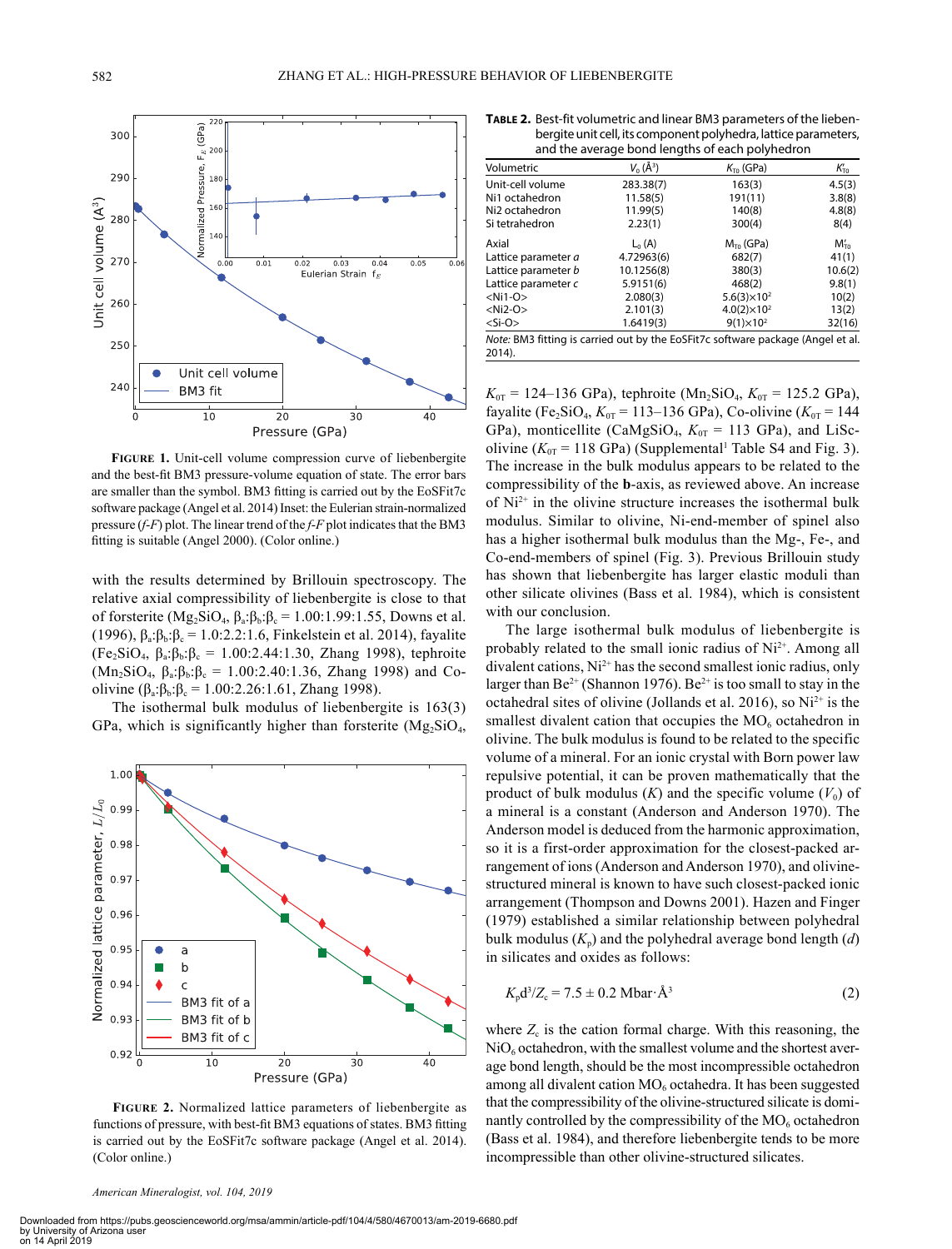**Figure 1.** Unit-cell volume compression curve of liebenbergite and the best-fit BM3 pressure-volume equation of state. The error bars are smaller than the symbol. BM3 fitting is carried out by the EoSFit7c software package (Angel et al. 2014) Inset: the Eulerian strain-normalized pressure (*f*-*F*) plot. The linear trend of the *f*-*F* plot indicates that the BM3 fitting is suitable (Angel 2000). (Color online.)

with the results determined by Brillouin spectroscopy. The relative axial compressibility of liebenbergite is close to that of forsterite ($Mg_2SiO_4$, $\beta_a$:$\beta_b$:$\beta_c$ = 1.00:1.99:1.55, Downs et al. (1996), $\beta_a$:$\beta_b$:$\beta_c$ = 1.0:2.2:1.6, Finkelstein et al. 2014), fayalite ($Fe_2SiO_4$, $\beta_a$:$\beta_b$:$\beta_c$ = 1.00:2.44:1.30, Zhang 1998), tephroite ($Mn_2SiO_4$, $\beta_a$:$\beta_b$:$\beta_c$ = 1.00:2.40:1.36, Zhang 1998) and Co-olivine ($\beta_a$:$\beta_b$:$\beta_c$ = 1.00:2.26:1.61, Zhang 1998).

The isothermal bulk modulus of liebenbergite is 163(3) GPa, which is significantly higher than forsterite ($Mg_2SiO_4$, $K_{0T}$ = 124–136 GPa), tephroite ($Mn_2SiO_4$, $K_{0T}$ = 125.2 GPa), fayalite ($Fe_2SiO_4$, $K_{0T}$ = 113–136 GPa), Co-olivine ($K_{0T}$ = 144 GPa), monticellite ($CaMgSiO_4$, $K_{0T}$ = 113 GPa), and LiSc-olivine ($K_{0T}$ = 118 GPa) (Supplemental[1] Table S4 and Fig. 3). The increase in the bulk modulus appears to be related to the compressibility of the **b**-axis, as reviewed above. An increase of $Ni^{2+}$ in the olivine structure increases the isothermal bulk modulus. Similar to olivine, Ni-end-member of spinel also has a higher isothermal bulk modulus than the Mg-, Fe-, and Co-end-members of spinel (Fig. 3). Previous Brillouin study has shown that liebenbergite has larger elastic moduli than other silicate olivines (Bass et al. 1984), which is consistent with our conclusion.

**Figure 2.** Normalized lattice parameters of liebenbergite as functions of pressure, with best-fit BM3 equations of states. BM3 fitting is carried out by the EoSFit7c software package (Angel et al. 2014). (Color online.)

**Table 2.** Best-fit volumetric and linear BM3 parameters of the liebenbergite unit cell, its component polyhedra, lattice parameters, and the average bond lengths of each polyhedron

| Volumetric | $V_0$ (Å$^3$) | $K_{T0}$ (GPa) | $K'_{T0}$ |
|---|---|---|---|
| Unit-cell volume | 283.38(7) | 163(3) | 4.5(3) |
| Ni1 octahedron | 11.58(5) | 191(11) | 3.8(8) |
| Ni2 octahedron | 11.99(5) | 140(8) | 4.8(8) |
| Si tetrahedron | 2.23(1) | 300(4) | 8(4) |
| Axial | $L_0$ (A) | $M_{T0}$ (GPa) | $M'_{T0}$ |
| Lattice parameter *a* | 4.72963(6) | 682(7) | 41(1) |
| Lattice parameter *b* | 10.1256(8) | 380(3) | 10.6(2) |
| Lattice parameter *c* | 5.9151(6) | 468(2) | 9.8(1) |
| <Ni1-O> | 2.080(3) | 5.6(3)×10$^2$ | 10(2) |
| <Ni2-O> | 2.101(3) | 4.0(2)×10$^2$ | 13(2) |
| <Si-O> | 1.6419(3) | 9(1)×10$^2$ | 32(16) |

*Note:* BM3 fitting is carried out by the EoSFit7c software package (Angel et al. 2014).

The large isothermal bulk modulus of liebenbergite is probably related to the small ionic radius of $Ni^{2+}$. Among all divalent cations, $Ni^{2+}$ has the second smallest ionic radius, only larger than $Be^{2+}$ (Shannon 1976). $Be^{2+}$ is too small to stay in the octahedral sites of olivine (Jollands et al. 2016), so $Ni^{2+}$ is the smallest divalent cation that occupies the $MO_6$ octahedron in olivine. The bulk modulus is found to be related to the specific volume of a mineral. For an ionic crystal with Born power law repulsive potential, it can be proven mathematically that the product of bulk modulus ($K$) and the specific volume ($V_0$) of a mineral is a constant (Anderson and Anderson 1970). The Anderson model is deduced from the harmonic approximation, so it is a first-order approximation for the closest-packed arrangement of ions (Anderson and Anderson 1970), and olivine-structured mineral is known to have such closest-packed ionic arrangement (Thompson and Downs 2001). Hazen and Finger (1979) established a similar relationship between polyhedral bulk modulus ($K_p$) and the polyhedral average bond length ($d$) in silicates and oxides as follows:

$$K_p d^3/Z_c = 7.5 \pm 0.2 \text{ Mbar·Å}^3 \quad (2)$$

where $Z_c$ is the cation formal charge. With this reasoning, the $NiO_6$ octahedron, with the smallest volume and the shortest average bond length, should be the most incompressible octahedron among all divalent cation $MO_6$ octahedra. It has been suggested that the compressibility of the olivine-structured silicate is dominantly controlled by the compressibility of the $MO_6$ octahedron (Bass et al. 1984), and therefore liebenbergite tends to be more incompressible than other olivine-structured silicates.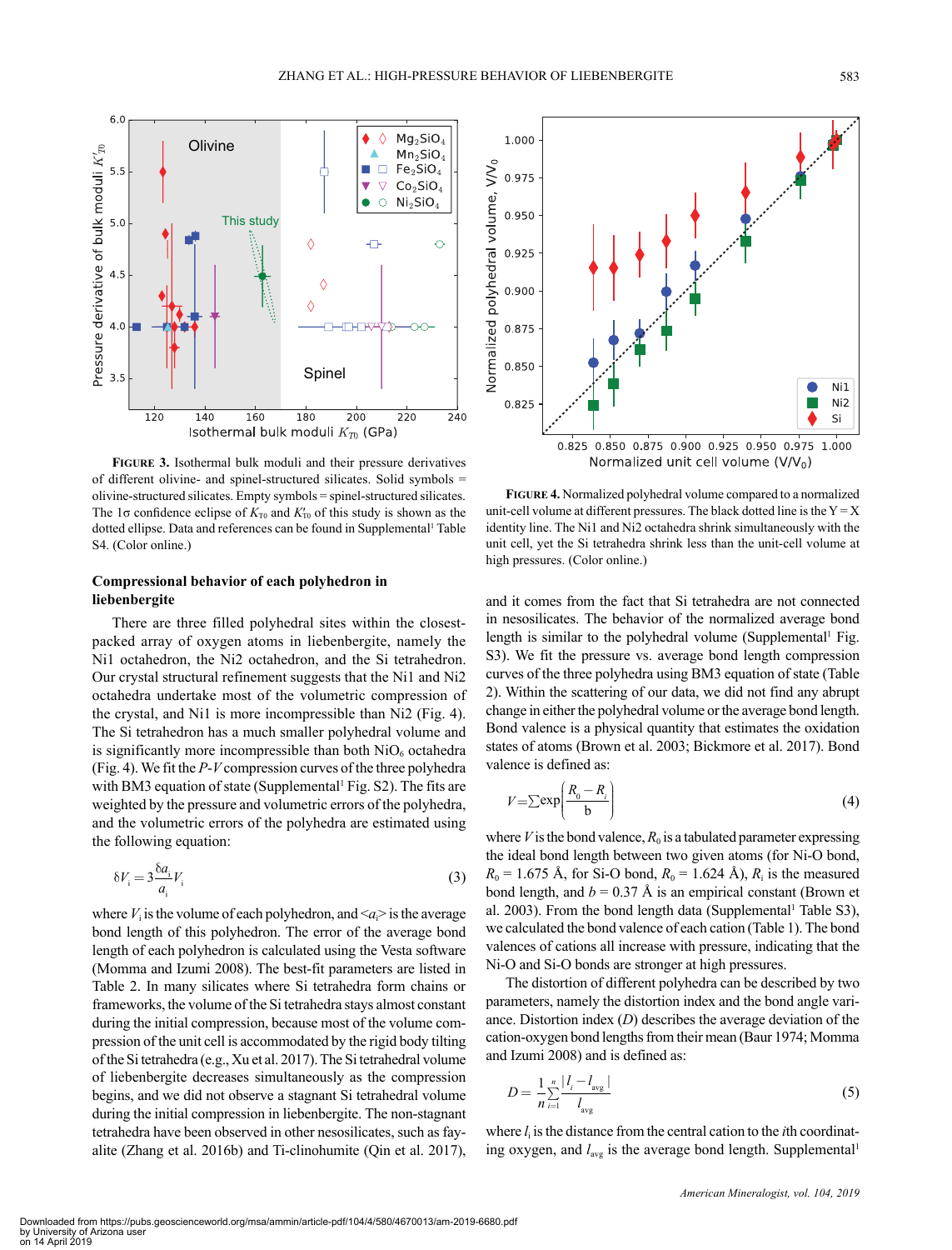**Figure 3.** Isothermal bulk moduli and their pressure derivatives of different olivine- and spinel-structured silicates. Solid symbols = olivine-structured silicates. Empty symbols = spinel-structured silicates. The 1σ confidence eclipse of $K_{T0}$ and $K'_{T0}$ of this study is shown as the dotted ellipse. Data and references can be found in Supplemental[1] Table S4. (Color online.)

**Figure 4.** Normalized polyhedral volume compared to a normalized unit-cell volume at different pressures. The black dotted line is the Y = X identity line. The Ni1 and Ni2 octahedra shrink simultaneously with the unit cell, yet the Si tetrahedra shrink less than the unit-cell volume at high pressures. (Color online.)

## Compressional behavior of each polyhedron in liebenbergite

There are three filled polyhedral sites within the closest-packed array of oxygen atoms in liebenbergite, namely the Ni1 octahedron, the Ni2 octahedron, and the Si tetrahedron. Our crystal structural refinement suggests that the Ni1 and Ni2 octahedra undertake most of the volumetric compression of the crystal, and Ni1 is more incompressible than Ni2 (Fig. 4). The Si tetrahedron has a much smaller polyhedral volume and is significantly more incompressible than both $NiO_6$ octahedra (Fig. 4). We fit the *P*-*V* compression curves of the three polyhedra with BM3 equation of state (Supplemental[1] Fig. S2). The fits are weighted by the pressure and volumetric errors of the polyhedra, and the volumetric errors of the polyhedra are estimated using the following equation:

$$\delta V_i = 3\frac{\delta a_i}{a_i}V_i \tag{3}$$

where $V_i$ is the volume of each polyhedron, and $\langle a_i \rangle$ is the average bond length of this polyhedron. The error of the average bond length of each polyhedron is calculated using the Vesta software (Momma and Izumi 2008). The best-fit parameters are listed in Table 2. In many silicates where Si tetrahedra form chains or frameworks, the volume of the Si tetrahedra stays almost constant during the initial compression, because most of the volume compression of the unit cell is accommodated by the rigid body tilting of the Si tetrahedra (e.g., Xu et al. 2017). The Si tetrahedral volume of liebenbergite decreases simultaneously as the compression begins, and we did not observe a stagnant Si tetrahedral volume during the initial compression in liebenbergite. The non-stagnant tetrahedra have been observed in other nesosilicates, such as fayalite (Zhang et al. 2016b) and Ti-clinohumite (Qin et al. 2017), and it comes from the fact that Si tetrahedra are not connected in nesosilicates. The behavior of the normalized average bond length is similar to the polyhedral volume (Supplemental[1] Fig. S3). We fit the pressure vs. average bond length compression curves of the three polyhedra using BM3 equation of state (Table 2). Within the scattering of our data, we did not find any abrupt change in either the polyhedral volume or the average bond length. Bond valence is a physical quantity that estimates the oxidation states of atoms (Brown et al. 2003; Bickmore et al. 2017). Bond valence is defined as:

$$V = \sum \exp\left(\frac{R_0 - R_i}{b}\right) \tag{4}$$

where $V$ is the bond valence, $R_0$ is a tabulated parameter expressing the ideal bond length between two given atoms (for Ni-O bond, $R_0$ = 1.675 Å, for Si-O bond, $R_0$ = 1.624 Å), $R_i$ is the measured bond length, and $b$ = 0.37 Å is an empirical constant (Brown et al. 2003). From the bond length data (Supplemental[1] Table S3), we calculated the bond valence of each cation (Table 1). The bond valences of cations all increase with pressure, indicating that the Ni-O and Si-O bonds are stronger at high pressures.

The distortion of different polyhedra can be described by two parameters, namely the distortion index and the bond angle variance. Distortion index ($D$) describes the average deviation of the cation-oxygen bond lengths from their mean (Baur 1974; Momma and Izumi 2008) and is defined as:

$$D = \frac{1}{n}\sum_{i=1}^{n}\frac{|l_i - l_{avg}|}{l_{avg}} \tag{5}$$

where $l_i$ is the distance from the central cation to the *i*th coordinating oxygen, and $l_{avg}$ is the average bond length. Supplemental[1]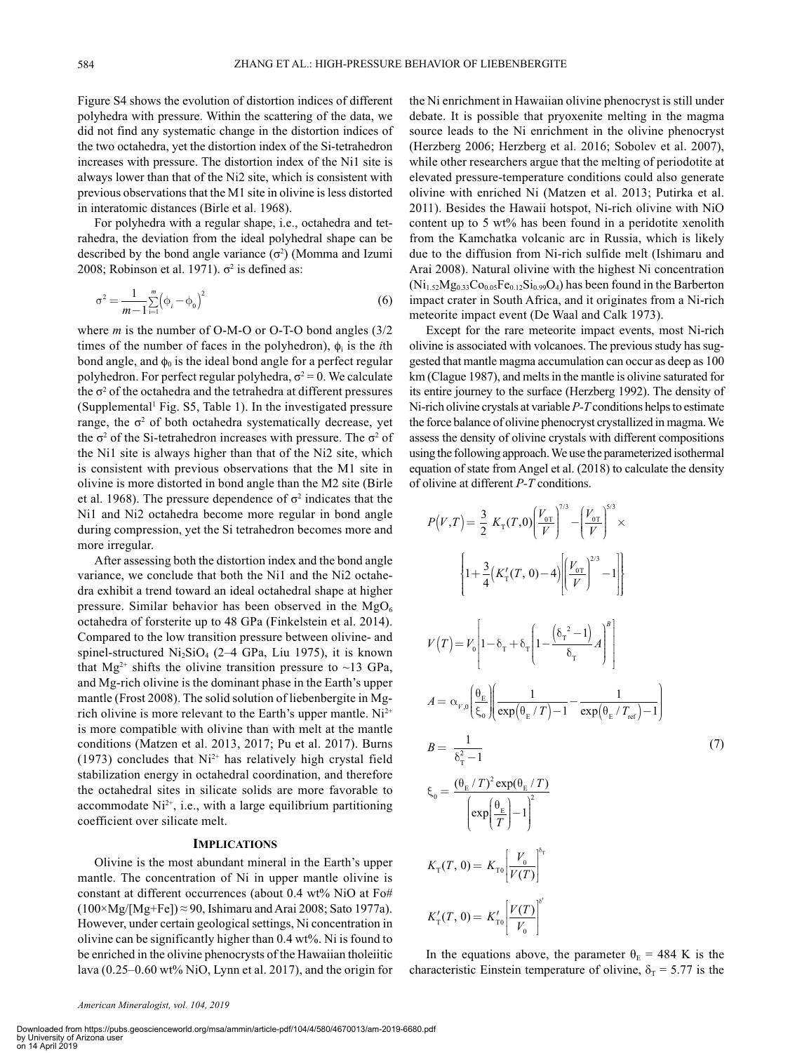Figure S4 shows the evolution of distortion indices of different polyhedra with pressure. Within the scattering of the data, we did not find any systematic change in the distortion indices of the two octahedra, yet the distortion index of the Si-tetrahedron increases with pressure. The distortion index of the Ni1 site is always lower than that of the Ni2 site, which is consistent with previous observations that the M1 site in olivine is less distorted in interatomic distances (Birle et al. 1968).

For polyhedra with a regular shape, i.e., octahedra and tetrahedra, the deviation from the ideal polyhedral shape can be described by the bond angle variance ($\sigma^2$) (Momma and Izumi 2008; Robinson et al. 1971). $\sigma^2$ is defined as:

$$\sigma^2 = \frac{1}{m-1}\sum_{i=1}^{m}\left(\phi_i - \phi_0\right)^2 \tag{6}$$

where $m$ is the number of O-M-O or O-T-O bond angles (3/2 times of the number of faces in the polyhedron), $\phi_i$ is the $i$th bond angle, and $\phi_0$ is the ideal bond angle for a perfect regular polyhedron. For perfect regular polyhedra, $\sigma^2 = 0$. We calculate the $\sigma^2$ of the octahedra and the tetrahedra at different pressures (Supplemental[1] Fig. S5, Table 1). In the investigated pressure range, the $\sigma^2$ of both octahedra systematically decrease, yet the $\sigma^2$ of the Si-tetrahedron increases with pressure. The $\sigma^2$ of the Ni1 site is always higher than that of the Ni2 site, which is consistent with previous observations that the M1 site in olivine is more distorted in bond angle than the M2 site (Birle et al. 1968). The pressure dependence of $\sigma^2$ indicates that the Ni1 and Ni2 octahedra become more regular in bond angle during compression, yet the Si tetrahedron becomes more and more irregular.

After assessing both the distortion index and the bond angle variance, we conclude that both the Ni1 and the Ni2 octahedra exhibit a trend toward an ideal octahedral shape at higher pressure. Similar behavior has been observed in the $MgO_6$ octahedra of forsterite up to 48 GPa (Finkelstein et al. 2014). Compared to the low transition pressure between olivine- and spinel-structured $Ni_2SiO_4$ (2–4 GPa, Liu 1975), it is known that $Mg^{2+}$ shifts the olivine transition pressure to ~13 GPa, and Mg-rich olivine is the dominant phase in the Earth's upper mantle (Frost 2008). The solid solution of liebenbergite in Mg-rich olivine is more relevant to the Earth's upper mantle. $Ni^{2+}$ is more compatible with olivine than with melt at the mantle conditions (Matzen et al. 2013, 2017; Pu et al. 2017). Burns (1973) concludes that $Ni^{2+}$ has relatively high crystal field stabilization energy in octahedral coordination, and therefore the octahedral sites in silicate solids are more favorable to accommodate $Ni^{2+}$, i.e., with a large equilibrium partitioning coefficient over silicate melt.

## Implications

Olivine is the most abundant mineral in the Earth's upper mantle. The concentration of Ni in upper mantle olivine is constant at different occurrences (about 0.4 wt% NiO at Fo# (100×Mg/[Mg+Fe]) ≈ 90, Ishimaru and Arai 2008; Sato 1977a). However, under certain geological settings, Ni concentration in olivine can be significantly higher than 0.4 wt%. Ni is found to be enriched in the olivine phenocrysts of the Hawaiian tholeiitic lava (0.25–0.60 wt% NiO, Lynn et al. 2017), and the origin for the Ni enrichment in Hawaiian olivine phenocryst is still under debate. It is possible that pryoxenite melting in the magma source leads to the Ni enrichment in the olivine phenocryst (Herzberg 2006; Herzberg et al. 2016; Sobolev et al. 2007), while other researchers argue that the melting of periodotite at elevated pressure-temperature conditions could also generate olivine with enriched Ni (Matzen et al. 2013; Putirka et al. 2011). Besides the Hawaii hotspot, Ni-rich olivine with NiO content up to 5 wt% has been found in a peridotite xenolith from the Kamchatka volcanic arc in Russia, which is likely due to the diffusion from Ni-rich sulfide melt (Ishimaru and Arai 2008). Natural olivine with the highest Ni concentration ($Ni_{1.52}Mg_{0.33}Co_{0.05}Fe_{0.12}Si_{0.99}O_4$) has been found in the Barberton impact crater in South Africa, and it originates from a Ni-rich meteorite impact event (De Waal and Calk 1973).

Except for the rare meteorite impact events, most Ni-rich olivine is associated with volcanoes. The previous study has suggested that mantle magma accumulation can occur as deep as 100 km (Clague 1987), and melts in the mantle is olivine saturated for its entire journey to the surface (Herzberg 1992). The density of Ni-rich olivine crystals at variable $P$-$T$ conditions helps to estimate the force balance of olivine phenocryst crystallized in magma. We assess the density of olivine crystals with different compositions using the following approach. We use the parameterized isothermal equation of state from Angel et al. (2018) to calculate the density of olivine at different $P$-$T$ conditions.

$$P\left(V,T\right) = \frac{3}{2}\,K_T(T,0)\left[\left(\frac{V_{0T}}{V}\right)^{7/3} - \left(\frac{V_{0T}}{V}\right)^{5/3}\right] \times \left\{1 + \frac{3}{4}\left(K'_T(T,0) - 4\right)\left[\left(\frac{V_{0T}}{V}\right)^{2/3} - 1\right]\right\}$$

$$V\left(T\right) = V_0\left[1 - \delta_T + \delta_T\left(1 - \frac{\left(\delta_T{}^2 - 1\right)}{\delta_T}A\right)^B\right]$$

$$A = \alpha_{V,0}\left(\frac{\theta_E}{\xi_0}\right)\left(\frac{1}{\exp\left(\theta_E/T\right) - 1} - \frac{1}{\exp\left(\theta_E/T_{\text{ref}}\right) - 1}\right)$$

$$B = \frac{1}{\delta_T^2 - 1} \tag{7}$$

$$\xi_0 = \frac{(\theta_E/T)^2\exp(\theta_E/T)}{\left(\exp\left(\frac{\theta_E}{T}\right) - 1\right)^2}$$

$$K_T(T,0) = K_{T0}\left[\frac{V_0}{V(T)}\right]^{\delta_T}$$

$$K'_T(T,0) = K'_{T0}\left[\frac{V(T)}{V_0}\right]^{\delta'}$$

In the equations above, the parameter $\theta_E = 484$ K is the characteristic Einstein temperature of olivine, $\delta_T = 5.77$ is the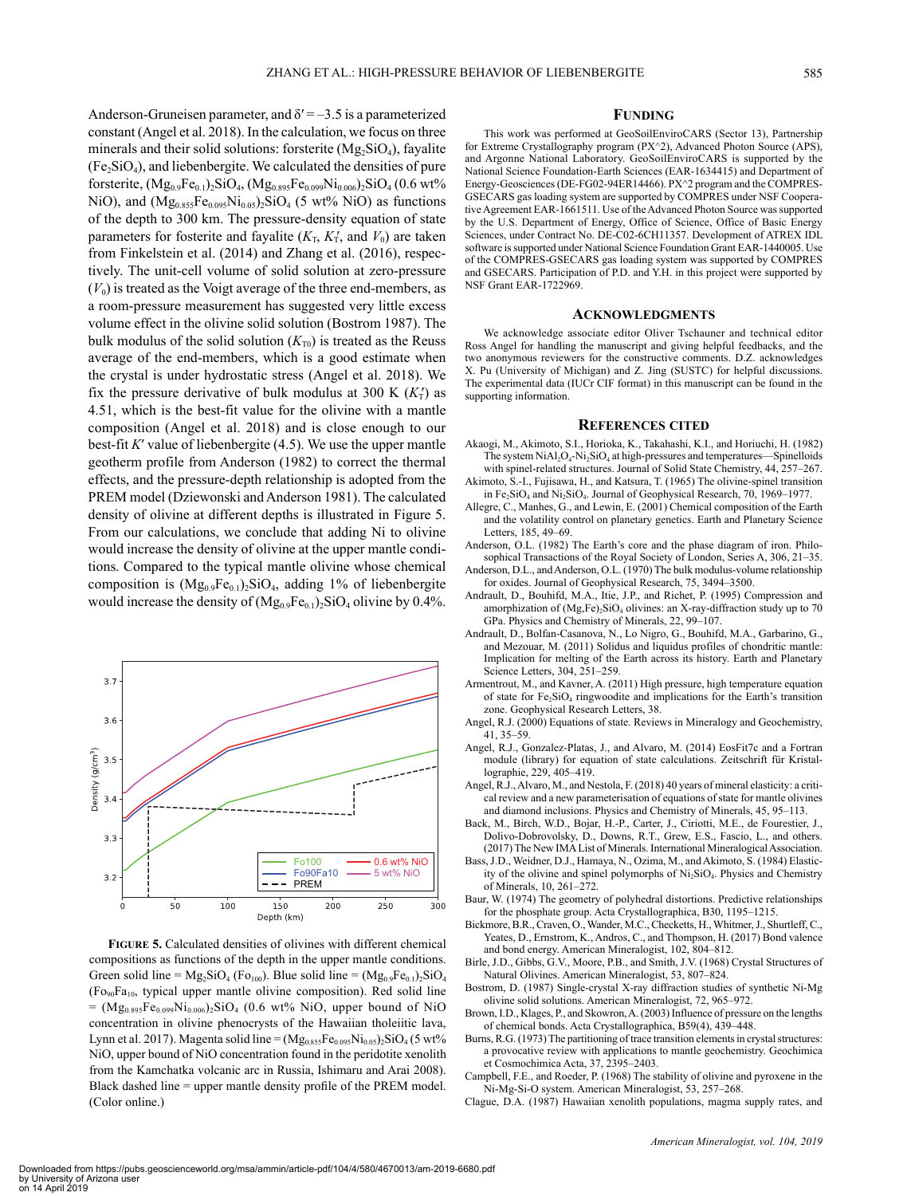Anderson-Gruneisen parameter, and $\delta' = -3.5$ is a parameterized constant (Angel et al. 2018). In the calculation, we focus on three minerals and their solid solutions: forsterite ($Mg_2SiO_4$), fayalite ($Fe_2SiO_4$), and liebenbergite. We calculated the densities of pure forsterite, $(Mg_{0.9}Fe_{0.1})_2SiO_4$, $(Mg_{0.895}Fe_{0.099}Ni_{0.006})_2SiO_4$ (0.6 wt% NiO), and $(Mg_{0.855}Fe_{0.095}Ni_{0.05})_2SiO_4$ (5 wt% NiO) as functions of the depth to 300 km. The pressure-density equation of state parameters for fosterite and fayalite ($K_T$, $K_T'$, and $V_0$) are taken from Finkelstein et al. (2014) and Zhang et al. (2016), respectively. The unit-cell volume of solid solution at zero-pressure ($V_0$) is treated as the Voigt average of the three end-members, as a room-pressure measurement has suggested very little excess volume effect in the olivine solid solution (Bostrom 1987). The bulk modulus of the solid solution ($K_{T0}$) is treated as the Reuss average of the end-members, which is a good estimate when the crystal is under hydrostatic stress (Angel et al. 2018). We fix the pressure derivative of bulk modulus at 300 K ($K_T'$) as 4.51, which is the best-fit value for the olivine with a mantle composition (Angel et al. 2018) and is close enough to our best-fit $K'$ value of liebenbergite (4.5). We use the upper mantle geotherm profile from Anderson (1982) to correct the thermal effects, and the pressure-depth relationship is adopted from the PREM model (Dziewonski and Anderson 1981). The calculated density of olivine at different depths is illustrated in Figure 5. From our calculations, we conclude that adding Ni to olivine would increase the density of olivine at the upper mantle conditions. Compared to the typical mantle olivine whose chemical composition is $(Mg_{0.9}Fe_{0.1})_2SiO_4$, adding 1% of liebenbergite would increase the density of $(Mg_{0.9}Fe_{0.1})_2SiO_4$ olivine by 0.4%.

**Figure 5.** Calculated densities of olivines with different chemical compositions as functions of the depth in the upper mantle conditions. Green solid line = $Mg_2SiO_4$ ($Fo_{100}$). Blue solid line = $(Mg_{0.9}Fe_{0.1})_2SiO_4$ ($Fo_{90}Fa_{10}$, typical upper mantle olivine composition). Red solid line = $(Mg_{0.895}Fe_{0.099}Ni_{0.006})_2SiO_4$ (0.6 wt% NiO, upper bound of NiO concentration in olivine phenocrysts of the Hawaiian tholeiitic lava, Lynn et al. 2017). Magenta solid line = $(Mg_{0.855}Fe_{0.095}Ni_{0.05})_2SiO_4$ (5 wt% NiO, upper bound of NiO concentration found in the peridotite xenolith from the Kamchatka volcanic arc in Russia, Ishimaru and Arai 2008). Black dashed line = upper mantle density profile of the PREM model. (Color online.)

## Funding

This work was performed at GeoSoilEnviroCARS (Sector 13), Partnership for Extreme Crystallography program (PX^2), Advanced Photon Source (APS), and Argonne National Laboratory. GeoSoilEnviroCARS is supported by the National Science Foundation-Earth Sciences (EAR-1634415) and Department of Energy-Geosciences (DE-FG02-94ER14466). PX^2 program and the COMPRES-GSECARS gas loading system are supported by COMPRES under NSF Cooperative Agreement EAR-1661511. Use of the Advanced Photon Source was supported by the U.S. Department of Energy, Office of Science, Office of Basic Energy Sciences, under Contract No. DE-C02-6CH11357. Development of ATREX IDL software is supported under National Science Foundation Grant EAR-1440005. Use of the COMPRES-GSECARS gas loading system was supported by COMPRES and GSECARS. Participation of P.D. and Y.H. in this project were supported by NSF Grant EAR-1722969.

## Acknowledgments

We acknowledge associate editor Oliver Tschauner and technical editor Ross Angel for handling the manuscript and giving helpful feedbacks, and the two anonymous reviewers for the constructive comments. D.Z. acknowledges X. Pu (University of Michigan) and Z. Jing (SUSTC) for helpful discussions. The experimental data (IUCr CIF format) in this manuscript can be found in the supporting information.

## References Cited

Akaogi, M., Akimoto, S.I., Horioka, K., Takahashi, K.I., and Horiuchi, H. (1982) The system $NiAl_2O_4$-$Ni_2SiO_4$ at high-pressures and temperatures—Spinelloids with spinel-related structures. Journal of Solid State Chemistry, 44, 257–267.

Akimoto, S.-I., Fujisawa, H., and Katsura, T. (1965) The olivine-spinel transition in $Fe_2SiO_4$ and $Ni_2SiO_4$. Journal of Geophysical Research, 70, 1969–1977.

Allegre, C., Manhes, G., and Lewin, E. (2001) Chemical composition of the Earth and the volatility control on planetary genetics. Earth and Planetary Science Letters, 185, 49–69.

Anderson, O.L. (1982) The Earth's core and the phase diagram of iron. Philosophical Transactions of the Royal Society of London, Series A, 306, 21–35.

Anderson, D.L., and Anderson, O.L. (1970) The bulk modulus-volume relationship for oxides. Journal of Geophysical Research, 75, 3494–3500.

Andrault, D., Bouhifd, M.A., Itie, J.P., and Richet, P. (1995) Compression and amorphization of $(Mg,Fe)_2SiO_4$ olivines: an X-ray-diffraction study up to 70 GPa. Physics and Chemistry of Minerals, 22, 99–107.

Andrault, D., Bolfan-Casanova, N., Lo Nigro, G., Bouhifd, M.A., Garbarino, G., and Mezouar, M. (2011) Solidus and liquidus profiles of chondritic mantle: Implication for melting of the Earth across its history. Earth and Planetary Science Letters, 304, 251–259.

Armentrout, M., and Kavner, A. (2011) High pressure, high temperature equation of state for $Fe_2SiO_4$ ringwoodite and implications for the Earth's transition zone. Geophysical Research Letters, 38.

Angel, R.J. (2000) Equations of state. Reviews in Mineralogy and Geochemistry, 41, 35–59.

Angel, R.J., Gonzalez-Platas, J., and Alvaro, M. (2014) EosFit7c and a Fortran module (library) for equation of state calculations. Zeitschrift für Kristallographie, 229, 405–419.

Angel, R.J., Alvaro, M., and Nestola, F. (2018) 40 years of mineral elasticity: a critical review and a new parameterisation of equations of state for mantle olivines and diamond inclusions. Physics and Chemistry of Minerals, 45, 95–113.

Back, M., Birch, W.D., Bojar, H.-P., Carter, J., Ciriotti, M.E., de Fourestier, J., Dolivo-Dobrovolsky, D., Downs, R.T., Grew, E.S., Fascio, L., and others. (2017) The New IMA List of Minerals. International Mineralogical Association.

Bass, J.D., Weidner, D.J., Hamaya, N., Ozima, M., and Akimoto, S. (1984) Elasticity of the olivine and spinel polymorphs of $Ni_2SiO_4$. Physics and Chemistry of Minerals, 10, 261–272.

Baur, W. (1974) The geometry of polyhedral distortions. Predictive relationships for the phosphate group. Acta Crystallographica, B30, 1195–1215.

Bickmore, B.R., Craven, O., Wander, M.C., Checketts, H., Whitmer, J., Shurtleff, C., Yeates, D., Ernstrom, K., Andros, C., and Thompson, H. (2017) Bond valence and bond energy. American Mineralogist, 102, 804–812.

Birle, J.D., Gibbs, G.V., Moore, P.B., and Smith, J.V. (1968) Crystal Structures of Natural Olivines. American Mineralogist, 53, 807–824.

Bostrom, D. (1987) Single-crystal X-ray diffraction studies of synthetic Ni-Mg olivine solid solutions. American Mineralogist, 72, 965–972.

Brown, I.D., Klages, P., and Skowron, A. (2003) Influence of pressure on the lengths of chemical bonds. Acta Crystallographica, B59(4), 439–448.

Burns, R.G. (1973) The partitioning of trace transition elements in crystal structures: a provocative review with applications to mantle geochemistry. Geochimica et Cosmochimica Acta, 37, 2395–2403.

Campbell, F.E., and Roeder, P. (1968) The stability of olivine and pyroxene in the Ni-Mg-Si-O system. American Mineralogist, 53, 257–268.

Clague, D.A. (1987) Hawaiian xenolith populations, magma supply rates, and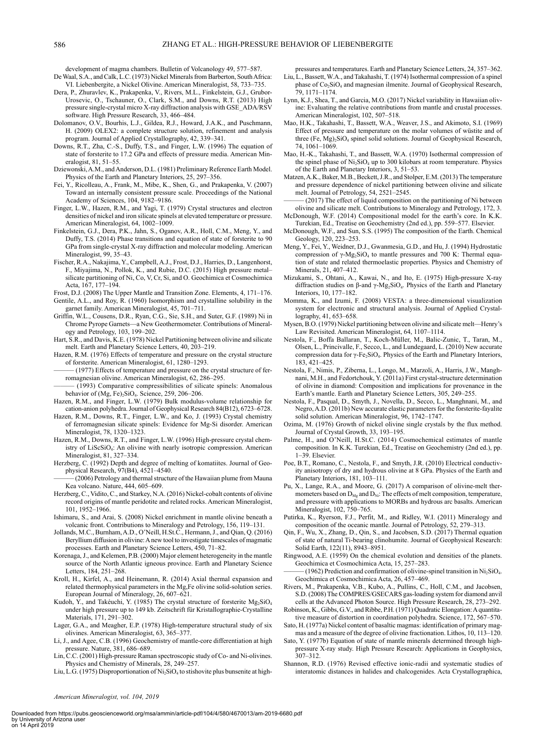development of magma chambers. Bulletin of Volcanology 49, 577–587.

De Waal, S.A., and Calk, L.C. (1973) Nickel Minerals from Barberton, South Africa: VI. Liebenbergite, a Nickel Olivine. American Mineralogist, 58, 733–735.

Dera, P., Zhuravlev, K., Prakapenka, V., Rivers, M.L., Finkelstein, G.J., Grubor-Urosevic, O., Tschauner, O., Clark, S.M., and Downs, R.T. (2013) High pressure single-crystal micro X-ray diffraction analysis with GSE_ADA/RSV software. High Pressure Research, 33, 466–484.

Dolomanov, O.V., Bourhis, L.J., Gildea, R.J., Howard, J.A.K., and Puschmann, H. (2009) OLEX2: a complete structure solution, refinement and analysis program. Journal of Applied Crystallography, 42, 339–341.

Downs, R.T., Zha, C.-S., Duffy, T.S., and Finger, L.W. (1996) The equation of state of forsterite to 17.2 GPa and effects of pressure media. American Mineralogist, 81, 51–55.

Dziewonski, A.M., and Anderson, D.L. (1981) Preliminary Reference Earth Model. Physics of the Earth and Planetary Interiors, 25, 297–356.

Fei, Y., Ricolleau, A., Frank, M., Mibe, K., Shen, G., and Prakapenka, V. (2007) Toward an internally consistent pressure scale. Proceedings of the National Academy of Sciences, 104, 9182–9186.

Finger, L.W., Hazen, R.M., and Yagi, T. (1979) Crystal structures and electron densities of nickel and iron silicate spinels at elevated temperature or pressure. American Mineralogist, 64, 1002–1009.

Finkelstein, G.J., Dera, P.K., Jahn, S., Oganov, A.R., Holl, C.M., Meng, Y., and Duffy, T.S. (2014) Phase transitions and equation of state of forsterite to 90 GPa from single-crystal X-ray diffraction and molecular modeling. American Mineralogist, 99, 35–43.

Fischer, R.A., Nakajima, Y., Campbell, A.J., Frost, D.J., Harries, D., Langenhorst, F., Miyajima, N., Pollok, K., and Rubie, D.C. (2015) High pressure metal–silicate partitioning of Ni, Co, V, Cr, Si, and O. Geochimica et Cosmochimica Acta, 167, 177–194.

Frost, D.J. (2008) The Upper Mantle and Transition Zone. Elements, 4, 171–176.

Gentile, A.L., and Roy, R. (1960) Isomorphism and crystalline solubility in the garnet family. American Mineralogist, 45, 701–711.

Griffin, W.L., Cousens, D.R., Ryan, C.G., Sie, S.H., and Suter, G.F. (1989) Ni in Chrome Pyrope Garnets—a New Geothermometer. Contributions of Mineralogy and Petrology, 103, 199–202.

Hart, S.R., and Davis, K.E. (1978) Nickel Partitioning between olivine and silicate melt. Earth and Planetary Science Letters, 40, 203–219.

Hazen, R.M. (1976) Effects of temperature and pressure on the crystal structure of forsterite. American Mineralogist, 61, 1280–1293.

——— (1977) Effects of temperature and pressure on the crystal structure of ferromagnesian olivine. American Mineralogist, 62, 286–295.

——— (1993) Comparative compressibilities of silicate spinels: Anomalous behavior of $(Mg, Fe)_2SiO_4$. Science, 259, 206–206.

Hazen, R.M., and Finger, L.W. (1979) Bulk modulus-volume relationship for cation-anion polyhedra. Journal of Geophysical Research 84(B12), 6723–6728.

Hazen, R.M., Downs, R.T., Finger, L.W., and Ko, J. (1993) Crystal chemistry of ferromagnesian silicate spinels: Evidence for Mg-Si disorder. American Mineralogist, 78, 1320–1323.

Hazen, R.M., Downs, R.T., and Finger, L.W. (1996) High-pressure crystal chemistry of $LiScSiO_4$: An olivine with nearly isotropic compression. American Mineralogist, 81, 327–334.

Herzberg, C. (1992) Depth and degree of melting of komatiites. Journal of Geophysical Research, 97(B4), 4521–4540.

——— (2006) Petrology and thermal structure of the Hawaiian plume from Mauna Kea volcano. Nature, 444, 605–609.

Herzberg, C., Vidito, C., and Starkey, N.A. (2016) Nickel-cobalt contents of olivine record origins of mantle peridotite and related rocks. American Mineralogist, 101, 1952–1966.

Ishimaru, S., and Arai, S. (2008) Nickel enrichment in mantle olivine beneath a volcanic front. Contributions to Mineralogy and Petrology, 156, 119–131.

Jollands, M.C., Burnham, A.D., O'Neill, H.St.C., Hermann, J., and Qian, Q. (2016) Beryllium diffusion in olivine: A new tool to investigate timescales of magmatic processes. Earth and Planetary Science Letters, 450, 71–82.

Korenaga, J., and Kelemen, P.B. (2000) Major element heterogeneity in the mantle source of the North Atlantic igneous province. Earth and Planetary Science Letters, 184, 251–268.

Kroll, H., Kirfel, A., and Heinemann, R. (2014) Axial thermal expansion and related thermophysical parameters in the Mg,Fe olivine solid-solution series. European Journal of Mineralogy, 26, 607–621.

Kudoh, Y., and Takéuchi, Y. (1985) The crystal structure of forsterite $Mg_2SiO_4$ under high pressure up to 149 kb. Zeitschrift für Kristallographie-Crystalline Materials, 171, 291–302.

Lager, G.A., and Meagher, E.P. (1978) High-temperature structural study of six olivines. American Mineralogist, 63, 365–377.

Li, J., and Agee, C.B. (1996) Geochemistry of mantle-core differentiation at high pressure. Nature, 381, 686–689.

Lin, C.C. (2001) High-pressure Raman spectroscopic study of Co- and Ni-olivines. Physics and Chemistry of Minerals, 28, 249–257.

Liu, L.G. (1975) Disproportionation of $Ni_2SiO_4$ to stishovite plus bunsenite at high-pressures and temperatures. Earth and Planetary Science Letters, 24, 357–362.

Liu, L., Bassett, W.A., and Takahashi, T. (1974) Isothermal compression of a spinel phase of $Co_2SiO_4$ and magnesian ilmenite. Journal of Geophysical Research, 79, 1171–1174.

Lynn, K.J., Shea, T., and Garcia, M.O. (2017) Nickel variability in Hawaiian olivine: Evaluating the relative contributions from mantle and crustal processes. American Mineralogist, 102, 507–518.

Mao, H.K., Takahashi, T., Bassett, W.A., Weaver, J.S., and Akimoto, S.I. (1969) Effect of pressure and temperature on the molar volumes of wüstite and of three $(Fe, Mg)_2SiO_4$ spinel solid solutions. Journal of Geophysical Research, 74, 1061–1069.

Mao, H.-K., Takahashi, T., and Bassett, W.A. (1970) Isothermal compression of the spinel phase of $Ni_2SiO_4$ up to 300 kilobars at room temperature. Physics of the Earth and Planetary Interiors, 3, 51–53.

Matzen, A.K., Baker, M.B., Beckett, J.R., and Stolper, E.M. (2013) The temperature and pressure dependence of nickel partitioning between olivine and silicate melt. Journal of Petrology, 54, 2521–2545.

——— (2017) The effect of liquid composition on the partitioning of Ni between olivine and silicate melt. Contributions to Mineralogy and Petrology, 172, 3.

McDonough, W.F. (2014) Compositional model for the earth's core. In K.K. Turekian, Ed., Treatise on Geochemistry (2nd ed.), pp. 559–577. Elsevier.

McDonough, W.F., and Sun, S.S. (1995) The composition of the Earth. Chemical Geology, 120, 223–253.

Meng, Y., Fei, Y., Weidner, D.J., Gwanmesia, G.D., and Hu, J. (1994) Hydrostatic compression of $\gamma$-$Mg_2SiO_4$ to mantle pressures and 700 K: Thermal equation of state and related thermoelastic properties. Physics and Chemistry of Minerals, 21, 407–412.

Mizukami, S., Ohtani, A., Kawai, N., and Ito, E. (1975) High-pressure X-ray diffraction studies on $\beta$-and $\gamma$-$Mg_2SiO_4$. Physics of the Earth and Planetary Interiors, 10, 177–182.

Momma, K., and Izumi, F. (2008) VESTA: a three-dimensional visualization system for electronic and structural analysis. Journal of Applied Crystallography, 41, 653–658.

Mysen, B.O. (1979) Nickel partitioning between olivine and silicate melt—Henry's Law Revisited. American Mineralogist, 64, 1107–1114.

Nestola, F., Boffa Ballaran, T., Koch-Müller, M., Balic-Zunic, T., Taran, M., Olsen, L., Princivalle, F., Secco, L., and Lundegaard, L. (2010) New accurate compression data for $\gamma$-$Fe_2SiO_4$. Physics of the Earth and Planetary Interiors, 183, 421–425.

Nestola, F., Nimis, P., Ziberna, L., Longo, M., Marzoli, A., Harris, J.W., Manghnani, M.H., and Fedortchouk, Y. (2011a) First crystal-structure determination of olivine in diamond: Composition and implications for provenance in the Earth's mantle. Earth and Planetary Science Letters, 305, 249–255.

Nestola, F., Pasqual, D., Smyth, J., Novella, D., Secco, L., Manghnani, M., and Negro, A.D. (2011b) New accurate elastic parameters for the forsterite-fayalite solid solution. American Mineralogist, 96, 1742–1747.

Ozima, M. (1976) Growth of nickel olivine single crystals by the flux method. Journal of Crystal Growth, 33, 193–195.

Palme, H., and O'Neill, H.St.C. (2014) Cosmochemical estimates of mantle composition. In K.K. Turekian, Ed., Treatise on Geochemistry (2nd ed.), pp. 1–39. Elsevier.

Poe, B.T., Romano, C., Nestola, F., and Smyth, J.R. (2010) Electrical conductivity anisotropy of dry and hydrous olivine at 8 GPa. Physics of the Earth and Planetary Interiors, 181, 103–111.

Pu, X., Lange, R.A., and Moore, G. (2017) A comparison of olivine-melt thermometers based on $D_{Mg}$ and $D_{Ni}$: The effects of melt composition, temperature, and pressure with applications to MORBs and hydrous arc basalts. American Mineralogist, 102, 750–765.

Putirka, K., Ryerson, F.J., Perfit, M., and Ridley, W.I. (2011) Mineralogy and composition of the oceanic mantle. Journal of Petrology, 52, 279–313.

Qin, F., Wu, X., Zhang, D., Qin, S., and Jacobsen, S.D. (2017) Thermal equation of state of natural Ti-bearing clinohumite. Journal of Geophysical Research: Solid Earth, 122(11), 8943–8951.

Ringwood, A.E. (1959) On the chemical evolution and densities of the planets. Geochimica et Cosmochimica Acta, 15, 257–283.

——— (1962) Prediction and confirmation of olivine-spinel transition in $Ni_2SiO_4$. Geochimica et Cosmochimica Acta, 26, 457–469.

Rivers, M., Prakapenka, V.B., Kubo, A., Pullins, C., Holl, C.M., and Jacobsen, S.D. (2008) The COMPRES/GSECARS gas-loading system for diamond anvil cells at the Advanced Photon Source. High Pressure Research, 28, 273–292.

Robinson, K., Gibbs, G.V., and Ribbe, P.H. (1971) Quadratic Elongation: A quantitative measure of distortion in coordination polyhedra. Science, 172, 567–570.

Sato, H. (1977a) Nickel content of basaltic magmas: identification of primary magmas and a measure of the degree of olivine fractionation. Lithos, 10, 113–120.

Sato, Y. (1977b) Equation of state of mantle minerals determined through high-pressure X-ray study. High Pressure Research: Applications in Geophysics, 307–312.

Shannon, R.D. (1976) Revised effective ionic-radii and systematic studies of interatomic distances in halides and chalcogenides. Acta Crystallographica,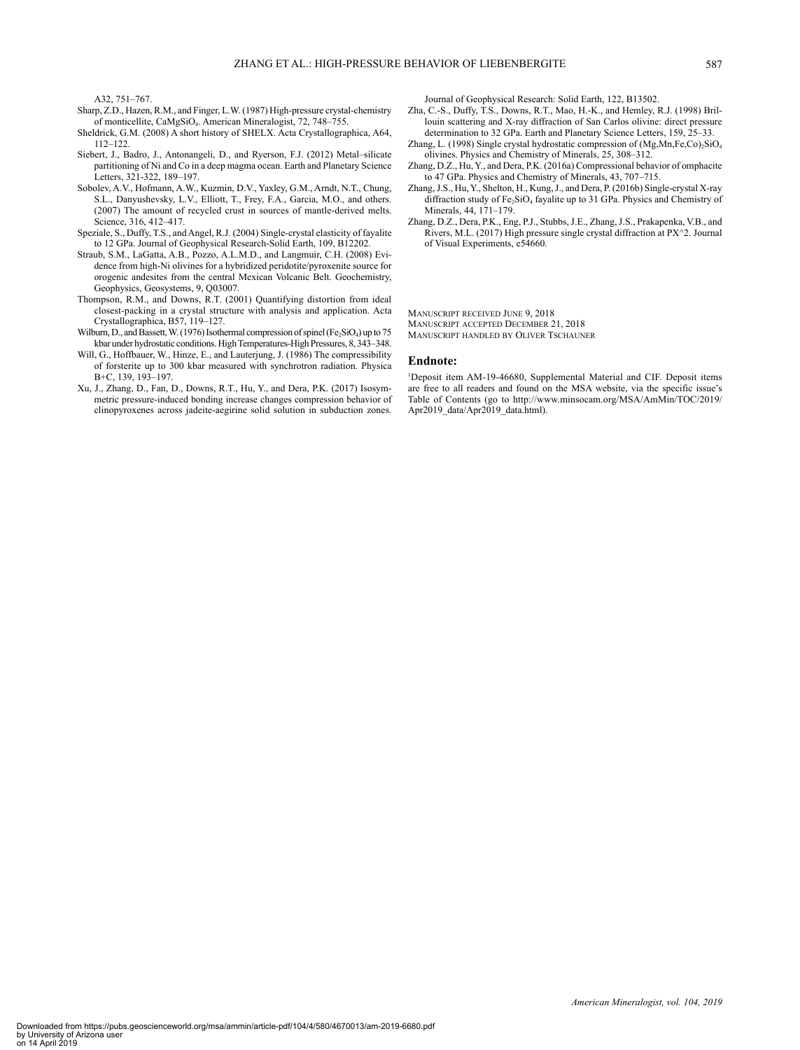A32, 751–767.

Sharp, Z.D., Hazen, R.M., and Finger, L.W. (1987) High-pressure crystal-chemistry of monticellite, $CaMgSiO_4$. American Mineralogist, 72, 748–755.

Sheldrick, G.M. (2008) A short history of SHELX. Acta Crystallographica, A64, 112–122.

Siebert, J., Badro, J., Antonangeli, D., and Ryerson, F.J. (2012) Metal–silicate partitioning of Ni and Co in a deep magma ocean. Earth and Planetary Science Letters, 321-322, 189–197.

Sobolev, A.V., Hofmann, A.W., Kuzmin, D.V., Yaxley, G.M., Arndt, N.T., Chung, S.L., Danyushevsky, L.V., Elliott, T., Frey, F.A., Garcia, M.O., and others. (2007) The amount of recycled crust in sources of mantle-derived melts. Science, 316, 412–417.

Speziale, S., Duffy, T.S., and Angel, R.J. (2004) Single-crystal elasticity of fayalite to 12 GPa. Journal of Geophysical Research-Solid Earth, 109, B12202.

Straub, S.M., LaGatta, A.B., Pozzo, A.L.M.D., and Langmuir, C.H. (2008) Evidence from high-Ni olivines for a hybridized peridotite/pyroxenite source for orogenic andesites from the central Mexican Volcanic Belt. Geochemistry, Geophysics, Geosystems, 9, Q03007.

Thompson, R.M., and Downs, R.T. (2001) Quantifying distortion from ideal closest-packing in a crystal structure with analysis and application. Acta Crystallographica, B57, 119–127.

Wilburn, D., and Bassett, W. (1976) Isothermal compression of spinel ($Fe_2SiO_4$) up to 75 kbar under hydrostatic conditions. High Temperatures-High Pressures, 8, 343–348.

Will, G., Hoffbauer, W., Hinze, E., and Lauterjung, J. (1986) The compressibility of forsterite up to 300 kbar measured with synchrotron radiation. Physica B+C, 139, 193–197.

Xu, J., Zhang, D., Fan, D., Downs, R.T., Hu, Y., and Dera, P.K. (2017) Isosymmetric pressure-induced bonding increase changes compression behavior of clinopyroxenes across jadeite-aegirine solid solution in subduction zones. Journal of Geophysical Research: Solid Earth, 122, B13502.

Zha, C.-S., Duffy, T.S., Downs, R.T., Mao, H.-K., and Hemley, R.J. (1998) Brillouin scattering and X-ray diffraction of San Carlos olivine: direct pressure determination to 32 GPa. Earth and Planetary Science Letters, 159, 25–33.

Zhang, L. (1998) Single crystal hydrostatic compression of $(Mg,Mn,Fe,Co)_2SiO_4$ olivines. Physics and Chemistry of Minerals, 25, 308–312.

Zhang, D.Z., Hu, Y., and Dera, P.K. (2016a) Compressional behavior of omphacite to 47 GPa. Physics and Chemistry of Minerals, 43, 707–715.

Zhang, J.S., Hu, Y., Shelton, H., Kung, J., and Dera, P. (2016b) Single-crystal X-ray diffraction study of $Fe_2SiO_4$ fayalite up to 31 GPa. Physics and Chemistry of Minerals, 44, 171–179.

Zhang, D.Z., Dera, P.K., Eng, P.J., Stubbs, J.E., Zhang, J.S., Prakapenka, V.B., and Rivers, M.L. (2017) High pressure single crystal diffraction at PX^2. Journal of Visual Experiments, e54660.

Manuscript received June 9, 2018
Manuscript accepted December 21, 2018
Manuscript handled by Oliver Tschauner

## Endnote:

[1]Deposit item AM-19-46680, Supplemental Material and CIF. Deposit items are free to all readers and found on the MSA website, via the specific issue's Table of Contents (go to http://www.minsocam.org/MSA/AmMin/TOC/2019/Apr2019_data/Apr2019_data.html).